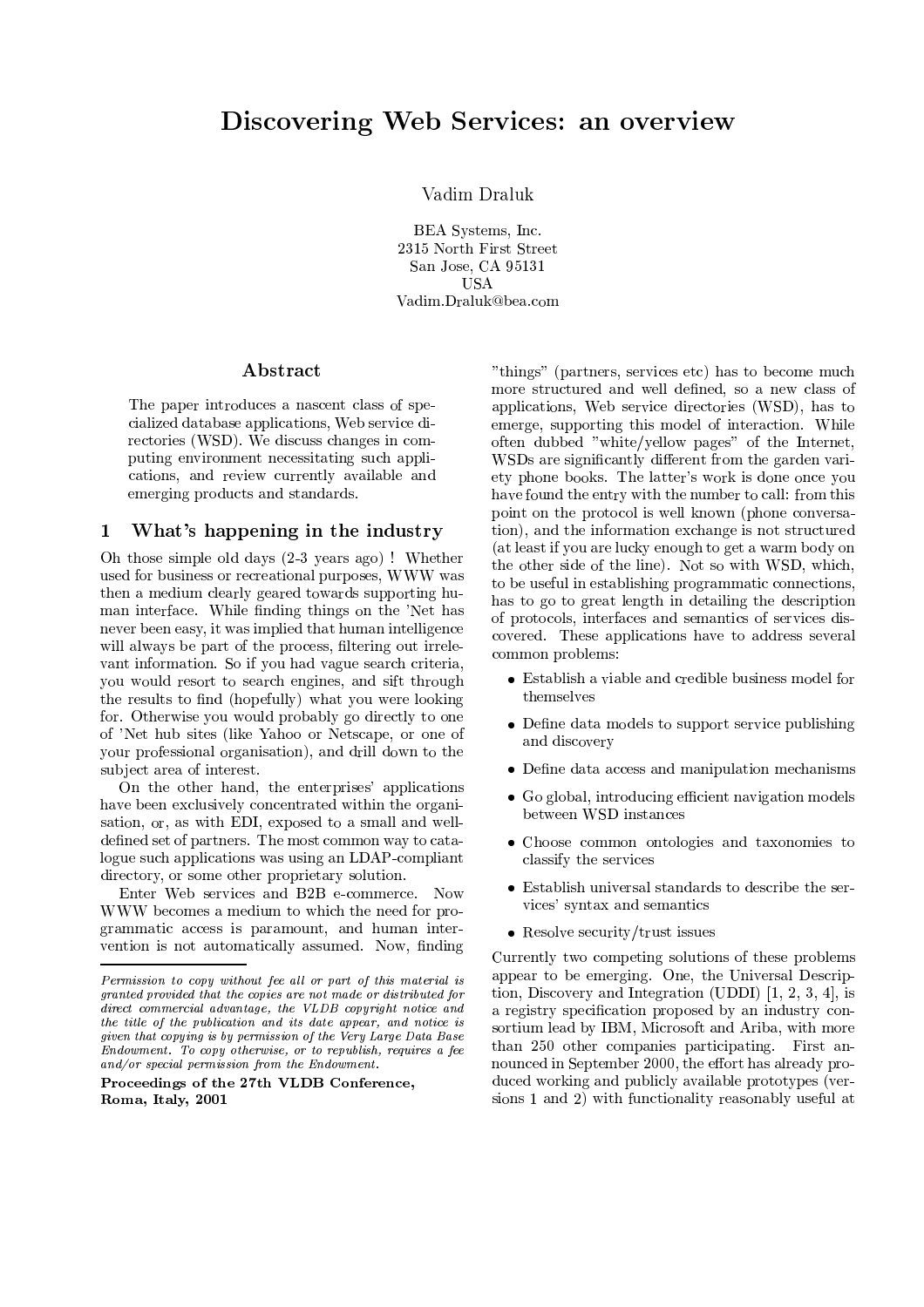# Discovering Web Services: an overview

Vadim Draluk

BEA Systems, Inc.
2315 North First Street
San Jose, CA 95131
USA
Vadim.Draluk@bea.com

## Abstract

The paper introduces a nascent class of specialized database applications, Web service directories (WSD). We discuss changes in computing environment necessitating such applications, and review currently available and emerging products and standards.

## 1 What's happening in the industry

Oh those simple old days (2-3 years ago) ! Whether used for business or recreational purposes, WWW was then a medium clearly geared towards supporting human interface. While finding things on the 'Net has never been easy, it was implied that human intelligence will always be part of the process, filtering out irrelevant information. So if you had vague search criteria, you would resort to search engines, and sift through the results to find (hopefully) what you were looking for. Otherwise you would probably go directly to one of 'Net hub sites (like Yahoo or Netscape, or one of your professional organisation), and drill down to the subject area of interest.

On the other hand, the enterprises' applications have been exclusively concentrated within the organisation, or, as with EDI, exposed to a small and well-defined set of partners. The most common way to catalogue such applications was using an LDAP-compliant directory, or some other proprietary solution.

Enter Web services and B2B e-commerce. Now WWW becomes a medium to which the need for programmatic access is paramount, and human intervention is not automatically assumed. Now, finding "things" (partners, services etc) has to become much more structured and well defined, so a new class of applications, Web service directories (WSD), has to emerge, supporting this model of interaction. While often dubbed "white/yellow pages" of the Internet, WSDs are significantly different from the garden variety phone books. The latter's work is done once you have found the entry with the number to call: from this point on the protocol is well known (phone conversation), and the information exchange is not structured (at least if you are lucky enough to get a warm body on the other side of the line). Not so with WSD, which, to be useful in establishing programmatic connections, has to go to great length in detailing the description of protocols, interfaces and semantics of services discovered. These applications have to address several common problems:

- Establish a viable and credible business model for themselves
- Define data models to support service publishing and discovery
- Define data access and manipulation mechanisms
- Go global, introducing efficient navigation models between WSD instances
- Choose common ontologies and taxonomies to classify the services
- Establish universal standards to describe the services' syntax and semantics
- Resolve security/trust issues

Currently two competing solutions of these problems appear to be emerging. One, the Universal Description, Discovery and Integration (UDDI) [1, 2, 3, 4], is a registry specification proposed by an industry consortium lead by IBM, Microsoft and Ariba, with more than 250 other companies participating. First announced in September 2000, the effort has already produced working and publicly available prototypes (versions 1 and 2) with functionality reasonably useful at

*Permission to copy without fee all or part of this material is granted provided that the copies are not made or distributed for direct commercial advantage, the VLDB copyright notice and the title of the publication and its date appear, and notice is given that copying is by permission of the Very Large Data Base Endowment. To copy otherwise, or to republish, requires a fee and/or special permission from the Endowment.*

**Proceedings of the 27th VLDB Conference, Roma, Italy, 2001**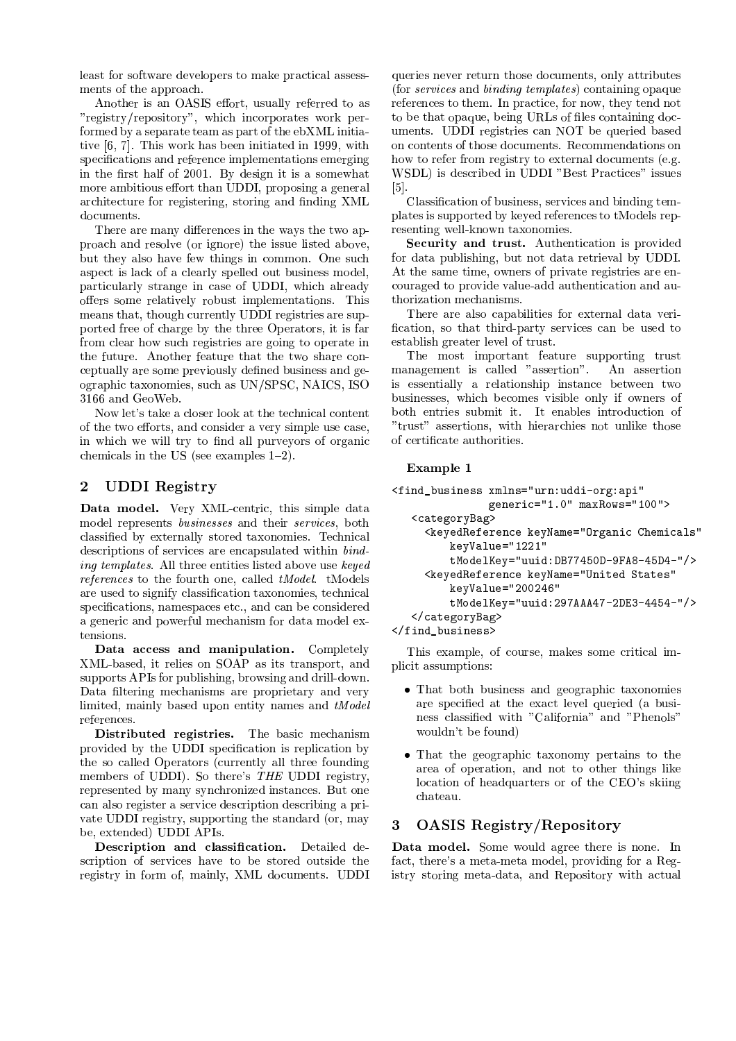least for software developers to make practical assessments of the approach.

Another is an OASIS effort, usually referred to as "registry/repository", which incorporates work performed by a separate team as part of the ebXML initiative [6, 7]. This work has been initiated in 1999, with specifications and reference implementations emerging in the first half of 2001. By design it is a somewhat more ambitious effort than UDDI, proposing a general architecture for registering, storing and finding XML documents.

There are many differences in the ways the two approach and resolve (or ignore) the issue listed above, but they also have few things in common. One such aspect is lack of a clearly spelled out business model, particularly strange in case of UDDI, which already offers some relatively robust implementations. This means that, though currently UDDI registries are supported free of charge by the three Operators, it is far from clear how such registries are going to operate in the future. Another feature that the two share conceptually are some previously defined business and geographic taxonomies, such as UN/SPSC, NAICS, ISO 3166 and GeoWeb.

Now let's take a closer look at the technical content of the two efforts, and consider a very simple use case, in which we will try to find all purveyors of organic chemicals in the US (see examples 1–2).

## 2 UDDI Registry

**Data model.** Very XML-centric, this simple data model represents *businesses* and their *services*, both classified by externally stored taxonomies. Technical descriptions of services are encapsulated within *binding templates*. All three entities listed above use *keyed references* to the fourth one, called *tModel*. tModels are used to signify classification taxonomies, technical specifications, namespaces etc., and can be considered a generic and powerful mechanism for data model extensions.

**Data access and manipulation.** Completely XML-based, it relies on SOAP as its transport, and supports APIs for publishing, browsing and drill-down. Data filtering mechanisms are proprietary and very limited, mainly based upon entity names and *tModel* references.

**Distributed registries.** The basic mechanism provided by the UDDI specification is replication by the so called Operators (currently all three founding members of UDDI). So there's *THE* UDDI registry, represented by many synchronized instances. But one can also register a service description describing a private UDDI registry, supporting the standard (or, may be, extended) UDDI APIs.

**Description and classification.** Detailed description of services have to be stored outside the registry in form of, mainly, XML documents. UDDI queries never return those documents, only attributes (for *services* and *binding templates*) containing opaque references to them. In practice, for now, they tend not to be that opaque, being URLs of files containing documents. UDDI registries can NOT be queried based on contents of those documents. Recommendations on how to refer from registry to external documents (e.g. WSDL) is described in UDDI "Best Practices" issues [5].

Classification of business, services and binding templates is supported by keyed references to tModels representing well-known taxonomies.

**Security and trust.** Authentication is provided for data publishing, but not data retrieval by UDDI. At the same time, owners of private registries are encouraged to provide value-add authentication and authorization mechanisms.

There are also capabilities for external data verification, so that third-party services can be used to establish greater level of trust.

The most important feature supporting trust management is called "assertion". An assertion is essentially a relationship instance between two businesses, which becomes visible only if owners of both entries submit it. It enables introduction of "trust" assertions, with hierarchies not unlike those of certificate authorities.

**Example 1**

```
<find_business xmlns="urn:uddi-org:api"
               generic="1.0" maxRows="100">
   <categoryBag>
     <keyedReference keyName="Organic Chemicals"
         keyValue="1221"
         tModelKey="uuid:DB77450D-9FA8-45D4-"/>
     <keyedReference keyName="United States"
         keyValue="200246"
         tModelKey="uuid:297AAA47-2DE3-4454-"/>
   </categoryBag>
</find_business>
```

This example, of course, makes some critical implicit assumptions:

- That both business and geographic taxonomies are specified at the exact level queried (a business classified with "California" and "Phenols" wouldn't be found)
- That the geographic taxonomy pertains to the area of operation, and not to other things like location of headquarters or of the CEO's skiing chateau.

## 3 OASIS Registry/Repository

**Data model.** Some would agree there is none. In fact, there's a meta-meta model, providing for a Registry storing meta-data, and Repository with actual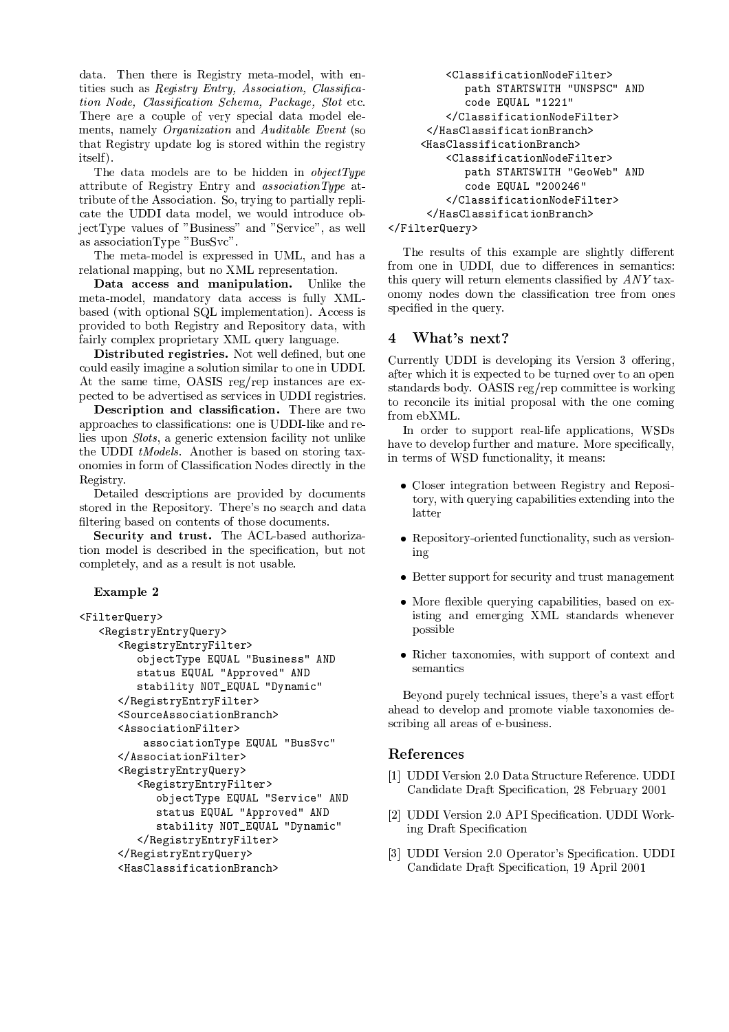data. Then there is Registry meta-model, with entities such as *Registry Entry, Association, Classification Node, Classification Schema, Package, Slot* etc. There are a couple of very special data model elements, namely *Organization* and *Auditable Event* (so that Registry update log is stored within the registry itself).

The data models are to be hidden in *objectType* attribute of Registry Entry and *associationType* attribute of the Association. So, trying to partially replicate the UDDI data model, we would introduce objectType values of "Business" and "Service", as well as associationType "BusSvc".

The meta-model is expressed in UML, and has a relational mapping, but no XML representation.

**Data access and manipulation.** Unlike the meta-model, mandatory data access is fully XML-based (with optional SQL implementation). Access is provided to both Registry and Repository data, with fairly complex proprietary XML query language.

**Distributed registries.** Not well defined, but one could easily imagine a solution similar to one in UDDI. At the same time, OASIS reg/rep instances are expected to be advertised as services in UDDI registries.

**Description and classification.** There are two approaches to classifications: one is UDDI-like and relies upon *Slots*, a generic extension facility not unlike the UDDI *tModels*. Another is based on storing taxonomies in form of Classification Nodes directly in the Registry.

Detailed descriptions are provided by documents stored in the Repository. There's no search and data filtering based on contents of those documents.

**Security and trust.** The ACL-based authorization model is described in the specification, but not completely, and as a result is not usable.

**Example 2**

```
<FilterQuery>
   <RegistryEntryQuery>
      <RegistryEntryFilter>
         objectType EQUAL "Business" AND
         status EQUAL "Approved" AND
         stability NOT_EQUAL "Dynamic"
      </RegistryEntryFilter>
      <SourceAssociationBranch>
      <AssociationFilter>
          associationType EQUAL "BusSvc"
      </AssociationFilter>
      <RegistryEntryQuery>
         <RegistryEntryFilter>
            objectType EQUAL "Service" AND
            status EQUAL "Approved" AND
            stability NOT_EQUAL "Dynamic"
         </RegistryEntryFilter>
      </RegistryEntryQuery>
      <HasClassificationBranch>
         <ClassificationNodeFilter>
            path STARTSWITH "UNSPSC" AND
            code EQUAL "1221"
         </ClassificationNodeFilter>
      </HasClassificationBranch>
     <HasClassificationBranch>
         <ClassificationNodeFilter>
            path STARTSWITH "GeoWeb" AND
            code EQUAL "200246"
         </ClassificationNodeFilter>
      </HasClassificationBranch>
</FilterQuery>
```

The results of this example are slightly different from one in UDDI, due to differences in semantics: this query will return elements classified by *ANY* taxonomy nodes down the classification tree from ones specified in the query.

## 4 What's next?

Currently UDDI is developing its Version 3 offering, after which it is expected to be turned over to an open standards body. OASIS reg/rep committee is working to reconcile its initial proposal with the one coming from ebXML.

In order to support real-life applications, WSDs have to develop further and mature. More specifically, in terms of WSD functionality, it means:

- Closer integration between Registry and Repository, with querying capabilities extending into the latter
- Repository-oriented functionality, such as versioning
- Better support for security and trust management
- More flexible querying capabilities, based on existing and emerging XML standards whenever possible
- Richer taxonomies, with support of context and semantics

Beyond purely technical issues, there's a vast effort ahead to develop and promote viable taxonomies describing all areas of e-business.

## References

[1] UDDI Version 2.0 Data Structure Reference. UDDI Candidate Draft Specification, 28 February 2001

[2] UDDI Version 2.0 API Specification. UDDI Working Draft Specification

[3] UDDI Version 2.0 Operator's Specification. UDDI Candidate Draft Specification, 19 April 2001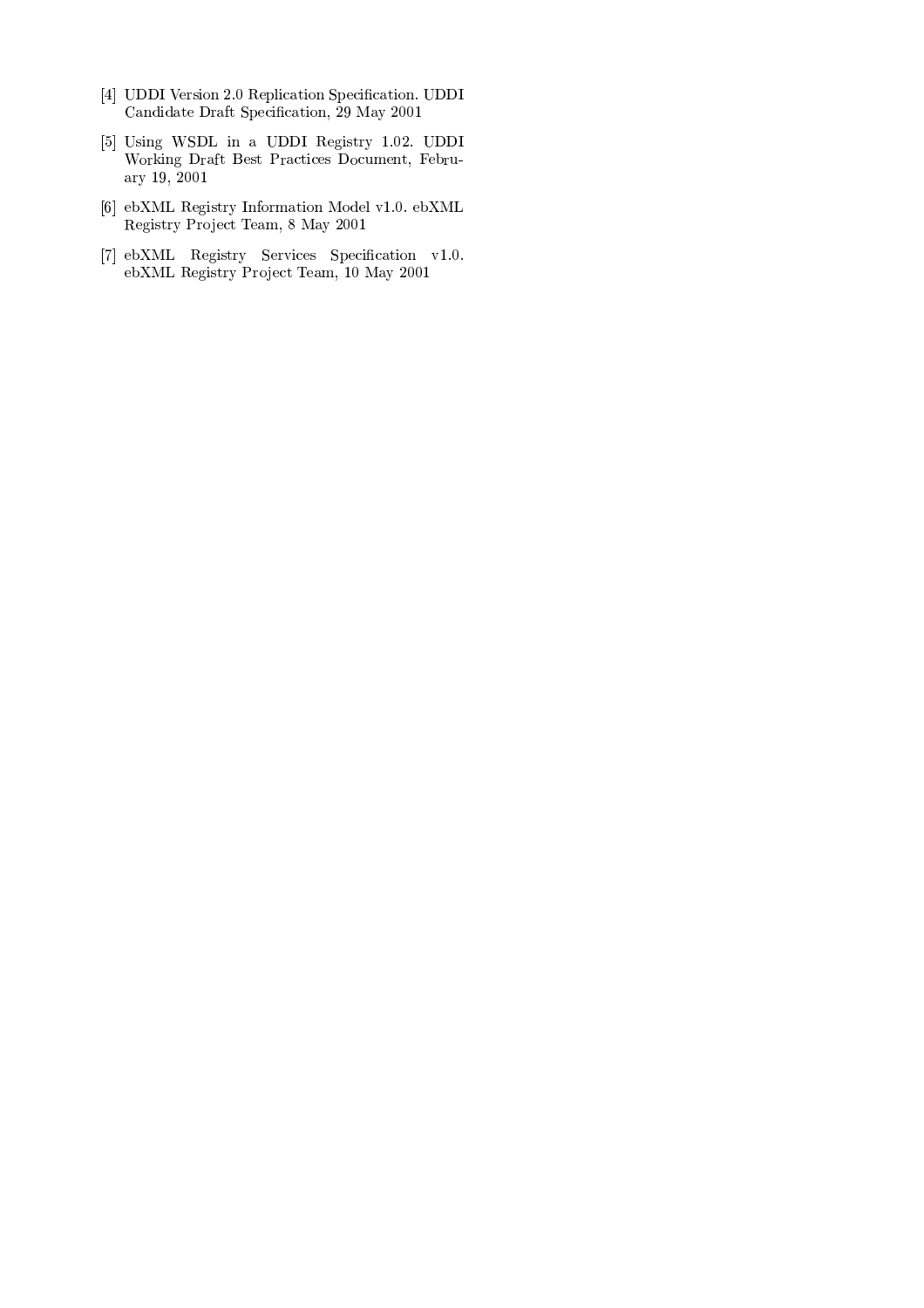[4] UDDI Version 2.0 Replication Specification. UDDI Candidate Draft Specification, 29 May 2001

[5] Using WSDL in a UDDI Registry 1.02. UDDI Working Draft Best Practices Document, February 19, 2001

[6] ebXML Registry Information Model v1.0. ebXML Registry Project Team, 8 May 2001

[7] ebXML Registry Services Specification v1.0. ebXML Registry Project Team, 10 May 2001